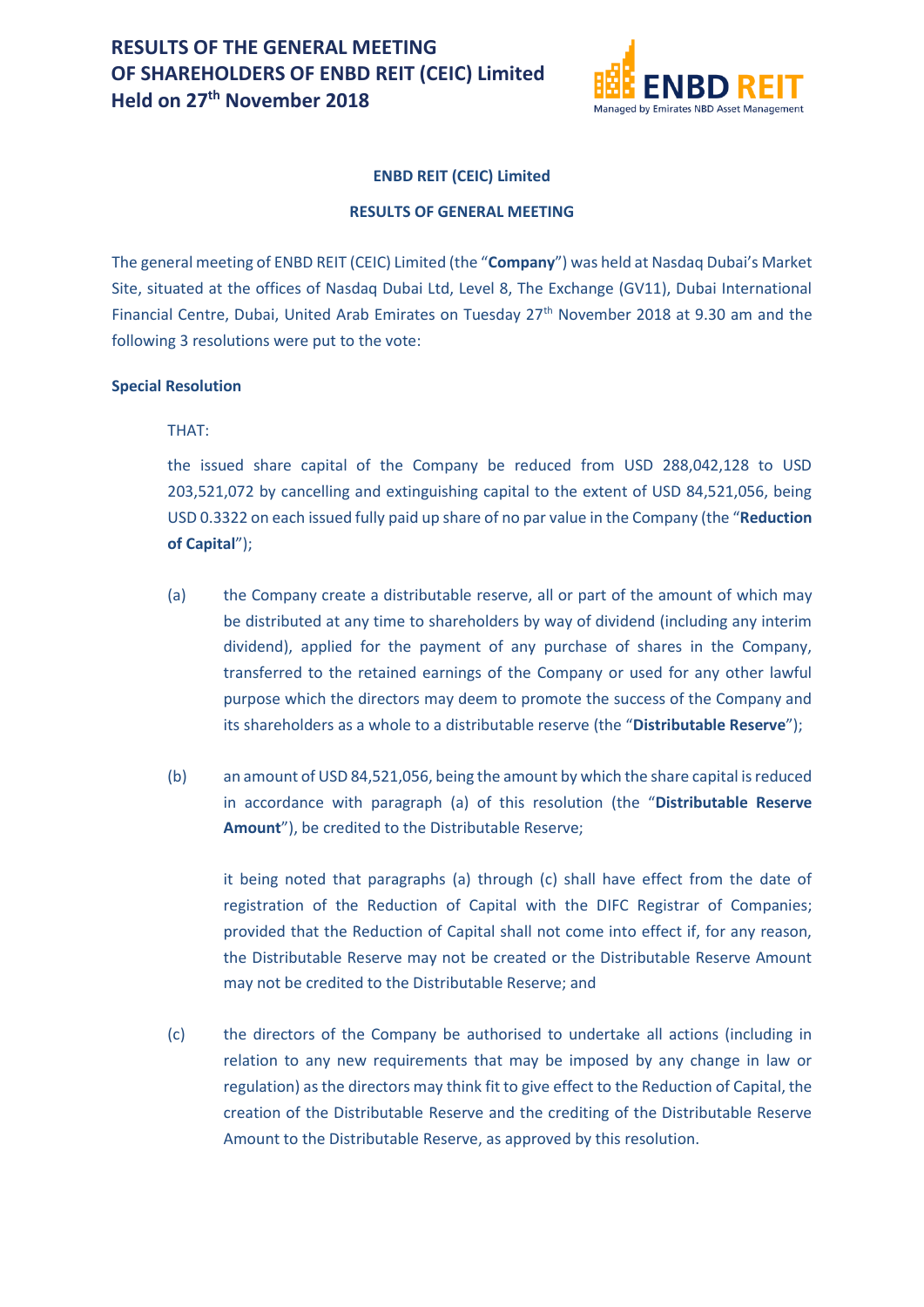# RESULTS OF THE GENERAL MEETING OF SHAREHOLDERS OF ENBD REIT (CEIC) Limited Held on 27th November 2018

**ENBD REIT (CEIC) Limited**

**RESULTS OF GENERAL MEETING**

The general meeting of ENBD REIT (CEIC) Limited (the "**Company**") was held at Nasdaq Dubai's Market Site, situated at the offices of Nasdaq Dubai Ltd, Level 8, The Exchange (GV11), Dubai International Financial Centre, Dubai, United Arab Emirates on Tuesday 27th November 2018 at 9.30 am and the following 3 resolutions were put to the vote:

**Special Resolution**

THAT:

the issued share capital of the Company be reduced from USD 288,042,128 to USD 203,521,072 by cancelling and extinguishing capital to the extent of USD 84,521,056, being USD 0.3322 on each issued fully paid up share of no par value in the Company (the "**Reduction of Capital**");

(a) the Company create a distributable reserve, all or part of the amount of which may be distributed at any time to shareholders by way of dividend (including any interim dividend), applied for the payment of any purchase of shares in the Company, transferred to the retained earnings of the Company or used for any other lawful purpose which the directors may deem to promote the success of the Company and its shareholders as a whole to a distributable reserve (the "**Distributable Reserve**");

(b) an amount of USD 84,521,056, being the amount by which the share capital is reduced in accordance with paragraph (a) of this resolution (the "**Distributable Reserve Amount**"), be credited to the Distributable Reserve;

it being noted that paragraphs (a) through (c) shall have effect from the date of registration of the Reduction of Capital with the DIFC Registrar of Companies; provided that the Reduction of Capital shall not come into effect if, for any reason, the Distributable Reserve may not be created or the Distributable Reserve Amount may not be credited to the Distributable Reserve; and

(c) the directors of the Company be authorised to undertake all actions (including in relation to any new requirements that may be imposed by any change in law or regulation) as the directors may think fit to give effect to the Reduction of Capital, the creation of the Distributable Reserve and the crediting of the Distributable Reserve Amount to the Distributable Reserve, as approved by this resolution.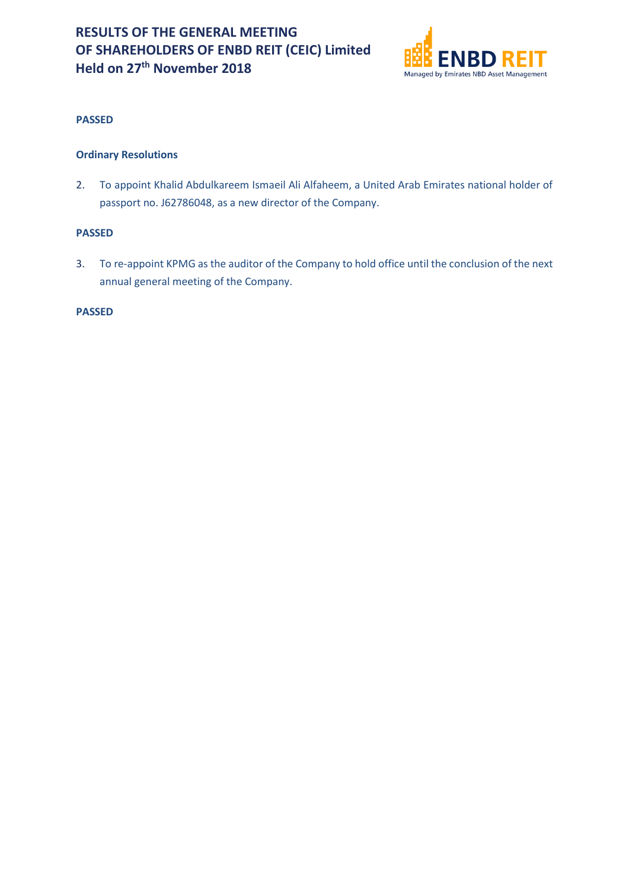**PASSED**

**Ordinary Resolutions**

2. To appoint Khalid Abdulkareem Ismaeil Ali Alfaheem, a United Arab Emirates national holder of passport no. J62786048, as a new director of the Company.

**PASSED**

3. To re-appoint KPMG as the auditor of the Company to hold office until the conclusion of the next annual general meeting of the Company.

**PASSED**